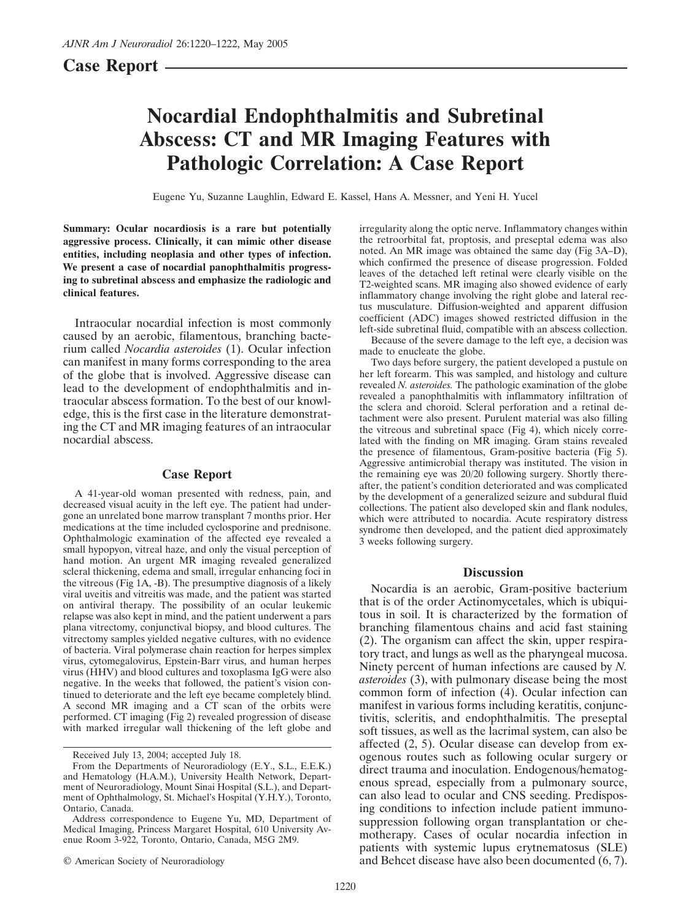## Case Report

# Nocardial Endophthalmitis and Subretinal Abscess: CT and MR Imaging Features with Pathologic Correlation: A Case Report

Eugene Yu, Suzanne Laughlin, Edward E. Kassel, Hans A. Messner, and Yeni H. Yucel

**Summary: Ocular nocardiosis is a rare but potentially aggressive process. Clinically, it can mimic other disease entities, including neoplasia and other types of infection. We present a case of nocardial panophthalmitis progressing to subretinal abscess and emphasize the radiologic and clinical features.**

Intraocular nocardial infection is most commonly caused by an aerobic, filamentous, branching bacterium called *Nocardia asteroides* (1). Ocular infection can manifest in many forms corresponding to the area of the globe that is involved. Aggressive disease can lead to the development of endophthalmitis and intraocular abscess formation. To the best of our knowledge, this is the first case in the literature demonstrating the CT and MR imaging features of an intraocular nocardial abscess.

## Case Report

A 41-year-old woman presented with redness, pain, and decreased visual acuity in the left eye. The patient had undergone an unrelated bone marrow transplant 7 months prior. Her medications at the time included cyclosporine and prednisone. Ophthalmologic examination of the affected eye revealed a small hypopyon, vitreal haze, and only the visual perception of hand motion. An urgent MR imaging revealed generalized scleral thickening, edema and small, irregular enhancing foci in the vitreous (Fig 1A, -B). The presumptive diagnosis of a likely viral uveitis and vitreitis was made, and the patient was started on antiviral therapy. The possibility of an ocular leukemic relapse was also kept in mind, and the patient underwent a pars plana vitrectomy, conjunctival biopsy, and blood cultures. The vitrectomy samples yielded negative cultures, with no evidence of bacteria. Viral polymerase chain reaction for herpes simplex virus, cytomegalovirus, Epstein-Barr virus, and human herpes virus (HHV) and blood cultures and toxoplasma IgG were also negative. In the weeks that followed, the patient's vision continued to deteriorate and the left eye became completely blind. A second MR imaging and a CT scan of the orbits were performed. CT imaging (Fig 2) revealed progression of disease with marked irregular wall thickening of the left globe and irregularity along the optic nerve. Inflammatory changes within the retroorbital fat, proptosis, and preseptal edema was also noted. An MR image was obtained the same day (Fig 3A–D), which confirmed the presence of disease progression. Folded leaves of the detached left retinal were clearly visible on the T2-weighted scans. MR imaging also showed evidence of early inflammatory change involving the right globe and lateral rectus musculature. Diffusion-weighted and apparent diffusion coefficient (ADC) images showed restricted diffusion in the left-side subretinal fluid, compatible with an abscess collection.

Because of the severe damage to the left eye, a decision was made to enucleate the globe.

Two days before surgery, the patient developed a pustule on her left forearm. This was sampled, and histology and culture revealed *N. asteroides.* The pathologic examination of the globe revealed a panophthalmitis with inflammatory infiltration of the sclera and choroid. Scleral perforation and a retinal detachment were also present. Purulent material was also filling the vitreous and subretinal space (Fig 4), which nicely correlated with the finding on MR imaging. Gram stains revealed the presence of filamentous, Gram-positive bacteria (Fig 5). Aggressive antimicrobial therapy was instituted. The vision in the remaining eye was 20/20 following surgery. Shortly thereafter, the patient's condition deteriorated and was complicated by the development of a generalized seizure and subdural fluid collections. The patient also developed skin and flank nodules, which were attributed to nocardia. Acute respiratory distress syndrome then developed, and the patient died approximately 3 weeks following surgery.

## Discussion

Nocardia is an aerobic, Gram-positive bacterium that is of the order Actinomycetales, which is ubiquitous in soil. It is characterized by the formation of branching filamentous chains and acid fast staining (2). The organism can affect the skin, upper respiratory tract, and lungs as well as the pharyngeal mucosa. Ninety percent of human infections are caused by *N. asteroides* (3), with pulmonary disease being the most common form of infection (4). Ocular infection can manifest in various forms including keratitis, conjunctivitis, scleritis, and endophthalmitis. The preseptal soft tissues, as well as the lacrimal system, can also be affected (2, 5). Ocular disease can develop from exogenous routes such as following ocular surgery or direct trauma and inoculation. Endogenous/hematogenous spread, especially from a pulmonary source, can also lead to ocular and CNS seeding. Predisposing conditions to infection include patient immunosuppression following organ transplantation or chemotherapy. Cases of ocular nocardia infection in patients with systemic lupus erytnematosus (SLE) and Behcet disease have also been documented (6, 7).

Received July 13, 2004; accepted July 18.

From the Departments of Neuroradiology (E.Y., S.L., E.E.K.) and Hematology (H.A.M.), University Health Network, Department of Neuroradiology, Mount Sinai Hospital (S.L.), and Department of Ophthalmology, St. Michael's Hospital (Y.H.Y.), Toronto, Ontario, Canada.

Address correspondence to Eugene Yu, MD, Department of Medical Imaging, Princess Margaret Hospital, 610 University Avenue Room 3-922, Toronto, Ontario, Canada, M5G 2M9.

© American Society of Neuroradiology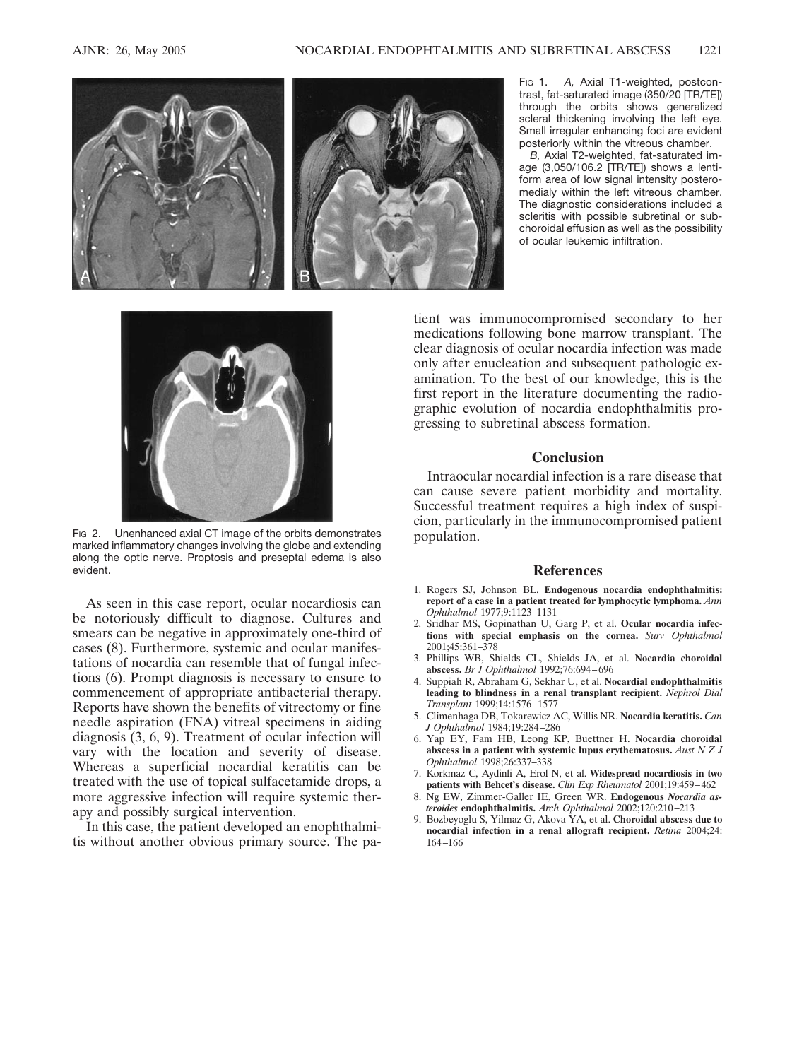Fig 1. *A,* Axial T1-weighted, postcontrast, fat-saturated image (350/20 [TR/TE]) through the orbits shows generalized scleral thickening involving the left eye. Small irregular enhancing foci are evident posteriorly within the vitreous chamber.

*B,* Axial T2-weighted, fat-saturated image (3,050/106.2 [TR/TE]) shows a lentiform area of low signal intensity posteromedialy within the left vitreous chamber. The diagnostic considerations included a scleritis with possible subretinal or subchoroidal effusion as well as the possibility of ocular leukemic infiltration.

Fig 2. Unenhanced axial CT image of the orbits demonstrates marked inflammatory changes involving the globe and extending along the optic nerve. Proptosis and preseptal edema is also evident.

As seen in this case report, ocular nocardiosis can be notoriously difficult to diagnose. Cultures and smears can be negative in approximately one-third of cases (8). Furthermore, systemic and ocular manifestations of nocardia can resemble that of fungal infections (6). Prompt diagnosis is necessary to ensure to commencement of appropriate antibacterial therapy. Reports have shown the benefits of vitrectomy or fine needle aspiration (FNA) vitreal specimens in aiding diagnosis (3, 6, 9). Treatment of ocular infection will vary with the location and severity of disease. Whereas a superficial nocardial keratitis can be treated with the use of topical sulfacetamide drops, a more aggressive infection will require systemic therapy and possibly surgical intervention.

In this case, the patient developed an enophthalmitis without another obvious primary source. The patient was immunocompromised secondary to her medications following bone marrow transplant. The clear diagnosis of ocular nocardia infection was made only after enucleation and subsequent pathologic examination. To the best of our knowledge, this is the first report in the literature documenting the radiographic evolution of nocardia endophthalmitis progressing to subretinal abscess formation.

## Conclusion

Intraocular nocardial infection is a rare disease that can cause severe patient morbidity and mortality. Successful treatment requires a high index of suspicion, particularly in the immunocompromised patient population.

## References

1. Rogers SJ, Johnson BL. **Endogenous nocardia endophthalmitis: report of a case in a patient treated for lymphocytic lymphoma.** *Ann Ophthalmol* 1977;9:1123–1131
2. Sridhar MS, Gopinathan U, Garg P, et al. **Ocular nocardia infections with special emphasis on the cornea.** *Surv Ophthalmol* 2001;45:361–378
3. Phillips WB, Shields CL, Shields JA, et al. **Nocardia choroidal abscess.** *Br J Ophthalmol* 1992;76:694–696
4. Suppiah R, Abraham G, Sekhar U, et al. **Nocardial endophthalmitis leading to blindness in a renal transplant recipient.** *Nephrol Dial Transplant* 1999;14:1576–1577
5. Climenhaga DB, Tokarewicz AC, Willis NR. **Nocardia keratitis.** *Can J Ophthalmol* 1984;19:284–286
6. Yap EY, Fam HB, Leong KP, Buettner H. **Nocardia choroidal abscess in a patient with systemic lupus erythematosus.** *Aust N Z J Ophthalmol* 1998;26:337–338
7. Korkmaz C, Aydinli A, Erol N, et al. **Widespread nocardiosis in two patients with Behcet's disease.** *Clin Exp Rheumatol* 2001;19:459–462
8. Ng EW, Zimmer-Galler IE, Green WR. **Endogenous *Nocardia asteroides* endophthalmitis.** *Arch Ophthalmol* 2002;120:210–213
9. Bozbeyoglu S, Yilmaz G, Akova YA, et al. **Choroidal abscess due to nocardial infection in a renal allograft recipient.** *Retina* 2004;24:164–166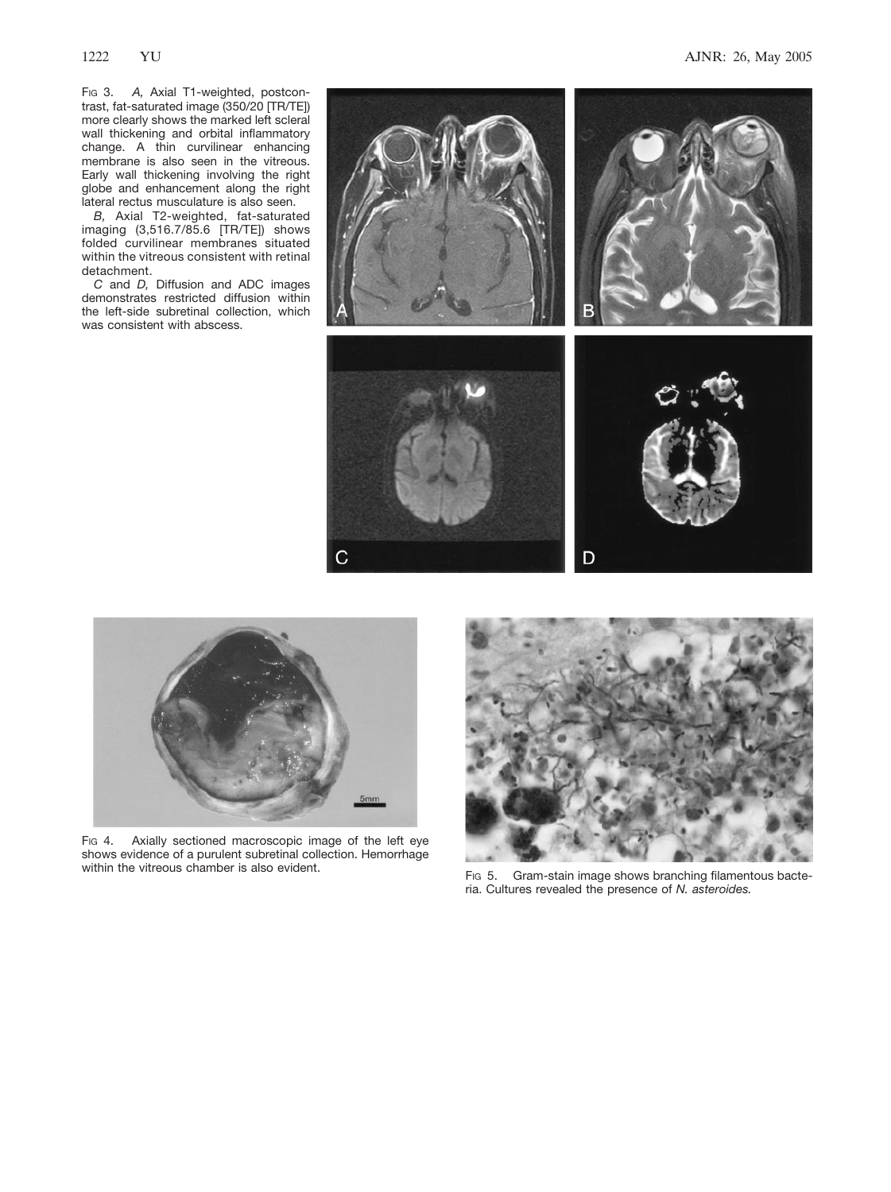Fig 3. *A,* Axial T1-weighted, postcontrast, fat-saturated image (350/20 [TR/TE]) more clearly shows the marked left scleral wall thickening and orbital inflammatory change. A thin curvilinear enhancing membrane is also seen in the vitreous. Early wall thickening involving the right globe and enhancement along the right lateral rectus musculature is also seen.

*B,* Axial T2-weighted, fat-saturated imaging (3,516.7/85.6 [TR/TE]) shows folded curvilinear membranes situated within the vitreous consistent with retinal detachment.

*C* and *D,* Diffusion and ADC images demonstrates restricted diffusion within the left-side subretinal collection, which was consistent with abscess.

Fig 4. Axially sectioned macroscopic image of the left eye shows evidence of a purulent subretinal collection. Hemorrhage within the vitreous chamber is also evident.

Fig 5. Gram-stain image shows branching filamentous bacteria. Cultures revealed the presence of *N. asteroides.*